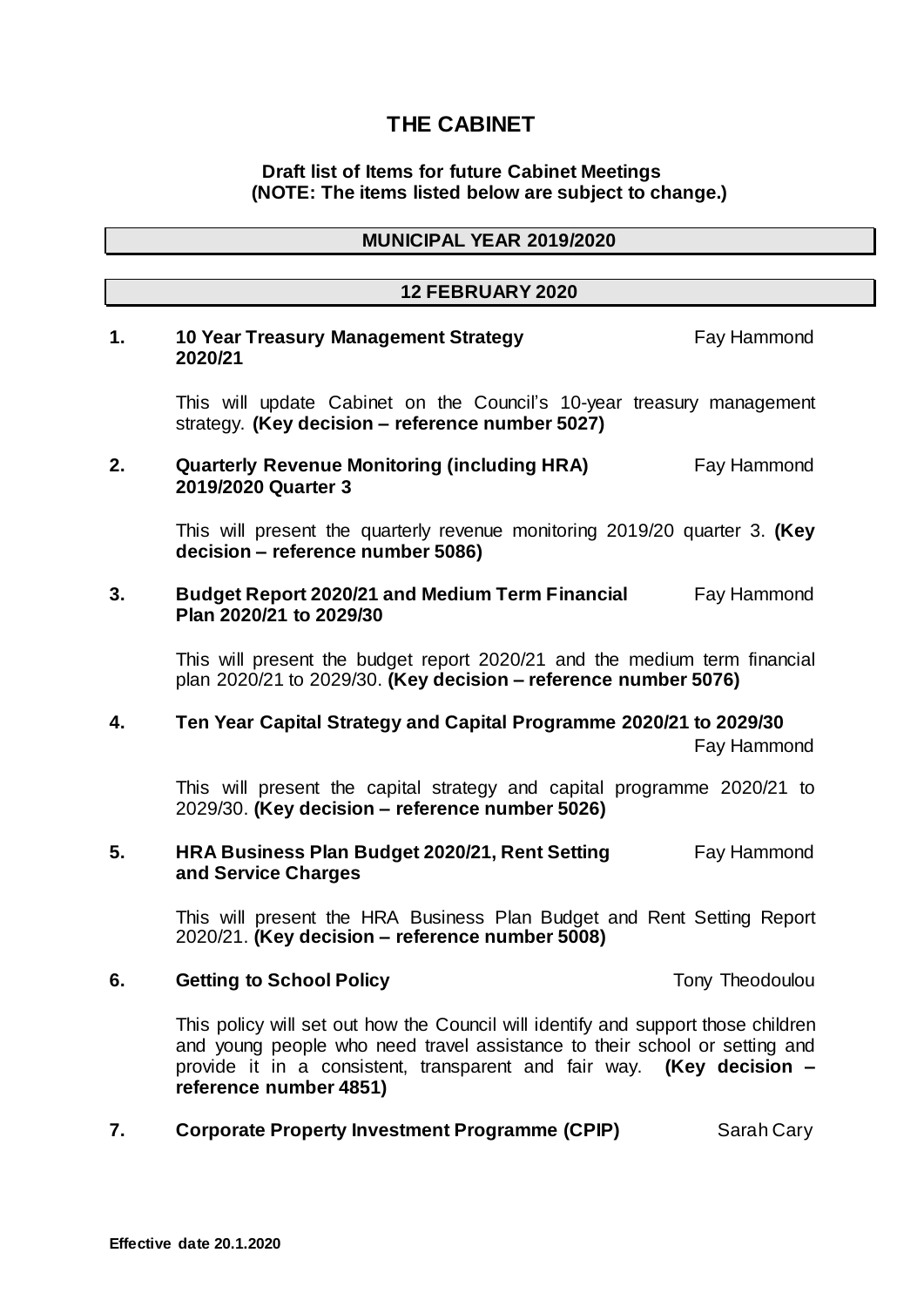# THE CABINET

**Draft list of Items for future Cabinet Meetings**
**(NOTE: The items listed below are subject to change.)**

## MUNICIPAL YEAR 2019/2020

## 12 FEBRUARY 2020

**1. 10 Year Treasury Management Strategy 2020/21** — Fay Hammond

This will update Cabinet on the Council's 10-year treasury management strategy. **(Key decision – reference number 5027)**

**2. Quarterly Revenue Monitoring (including HRA) 2019/2020 Quarter 3** — Fay Hammond

This will present the quarterly revenue monitoring 2019/20 quarter 3. **(Key decision – reference number 5086)**

**3. Budget Report 2020/21 and Medium Term Financial Plan 2020/21 to 2029/30** — Fay Hammond

This will present the budget report 2020/21 and the medium term financial plan 2020/21 to 2029/30. **(Key decision – reference number 5076)**

**4. Ten Year Capital Strategy and Capital Programme 2020/21 to 2029/30** — Fay Hammond

This will present the capital strategy and capital programme 2020/21 to 2029/30. **(Key decision – reference number 5026)**

**5. HRA Business Plan Budget 2020/21, Rent Setting and Service Charges** — Fay Hammond

This will present the HRA Business Plan Budget and Rent Setting Report 2020/21. **(Key decision – reference number 5008)**

**6. Getting to School Policy** — Tony Theodoulou

This policy will set out how the Council will identify and support those children and young people who need travel assistance to their school or setting and provide it in a consistent, transparent and fair way. **(Key decision – reference number 4851)**

**7. Corporate Property Investment Programme (CPIP)** — Sarah Cary

**Effective date 20.1.2020**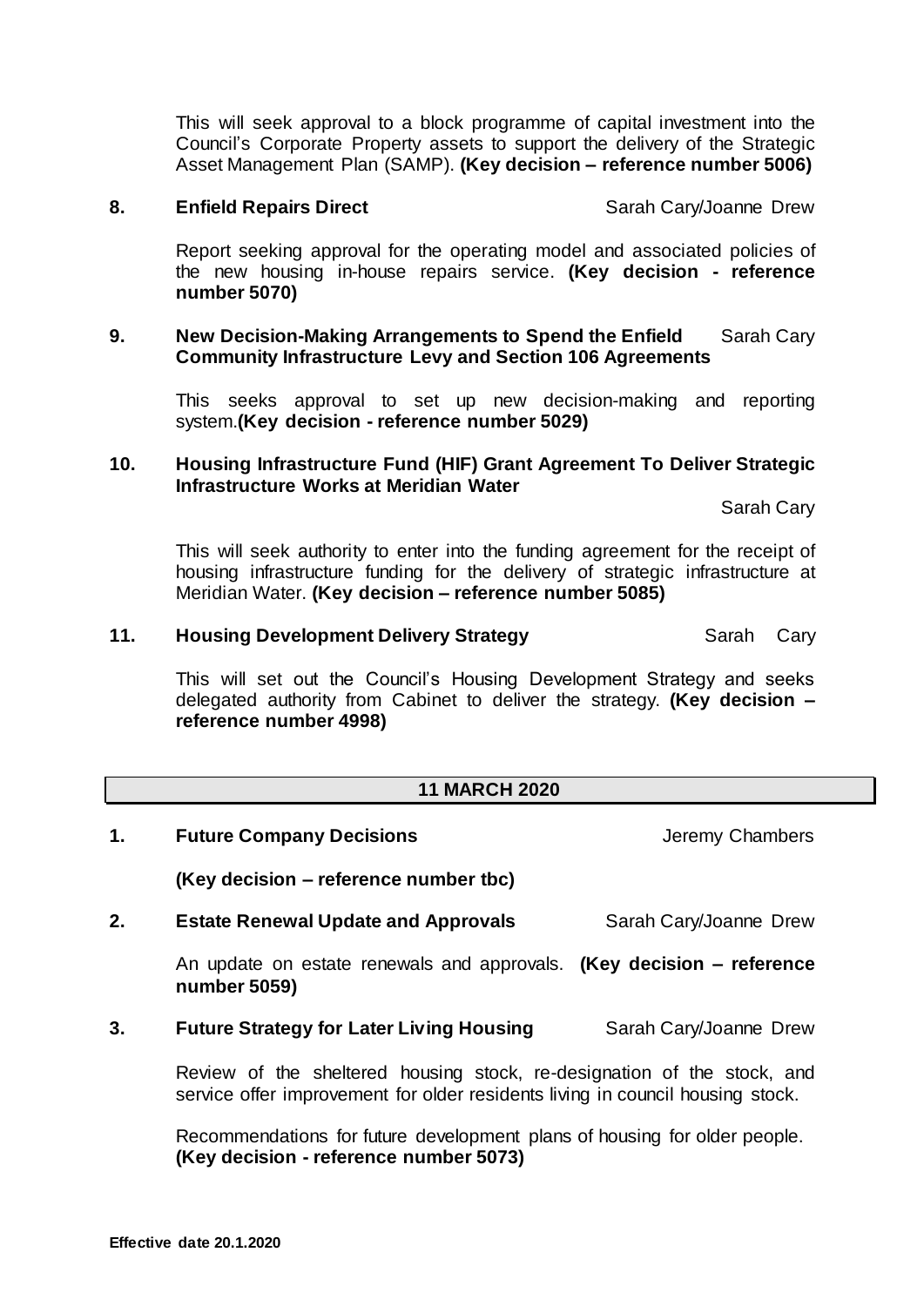This will seek approval to a block programme of capital investment into the Council's Corporate Property assets to support the delivery of the Strategic Asset Management Plan (SAMP). **(Key decision – reference number 5006)**

**8. Enfield Repairs Direct** — Sarah Cary/Joanne Drew

Report seeking approval for the operating model and associated policies of the new housing in-house repairs service. **(Key decision - reference number 5070)**

**9. New Decision-Making Arrangements to Spend the Enfield Community Infrastructure Levy and Section 106 Agreements** — Sarah Cary

This seeks approval to set up new decision-making and reporting system.**(Key decision - reference number 5029)**

**10. Housing Infrastructure Fund (HIF) Grant Agreement To Deliver Strategic Infrastructure Works at Meridian Water** — Sarah Cary

This will seek authority to enter into the funding agreement for the receipt of housing infrastructure funding for the delivery of strategic infrastructure at Meridian Water. **(Key decision – reference number 5085)**

**11. Housing Development Delivery Strategy** — Sarah Cary

This will set out the Council's Housing Development Strategy and seeks delegated authority from Cabinet to deliver the strategy. **(Key decision – reference number 4998)**

## 11 MARCH 2020

**1. Future Company Decisions** — Jeremy Chambers

**(Key decision – reference number tbc)**

**2. Estate Renewal Update and Approvals** — Sarah Cary/Joanne Drew

An update on estate renewals and approvals. **(Key decision – reference number 5059)**

**3. Future Strategy for Later Living Housing** — Sarah Cary/Joanne Drew

Review of the sheltered housing stock, re-designation of the stock, and service offer improvement for older residents living in council housing stock.

Recommendations for future development plans of housing for older people. **(Key decision - reference number 5073)**

**Effective date 20.1.2020**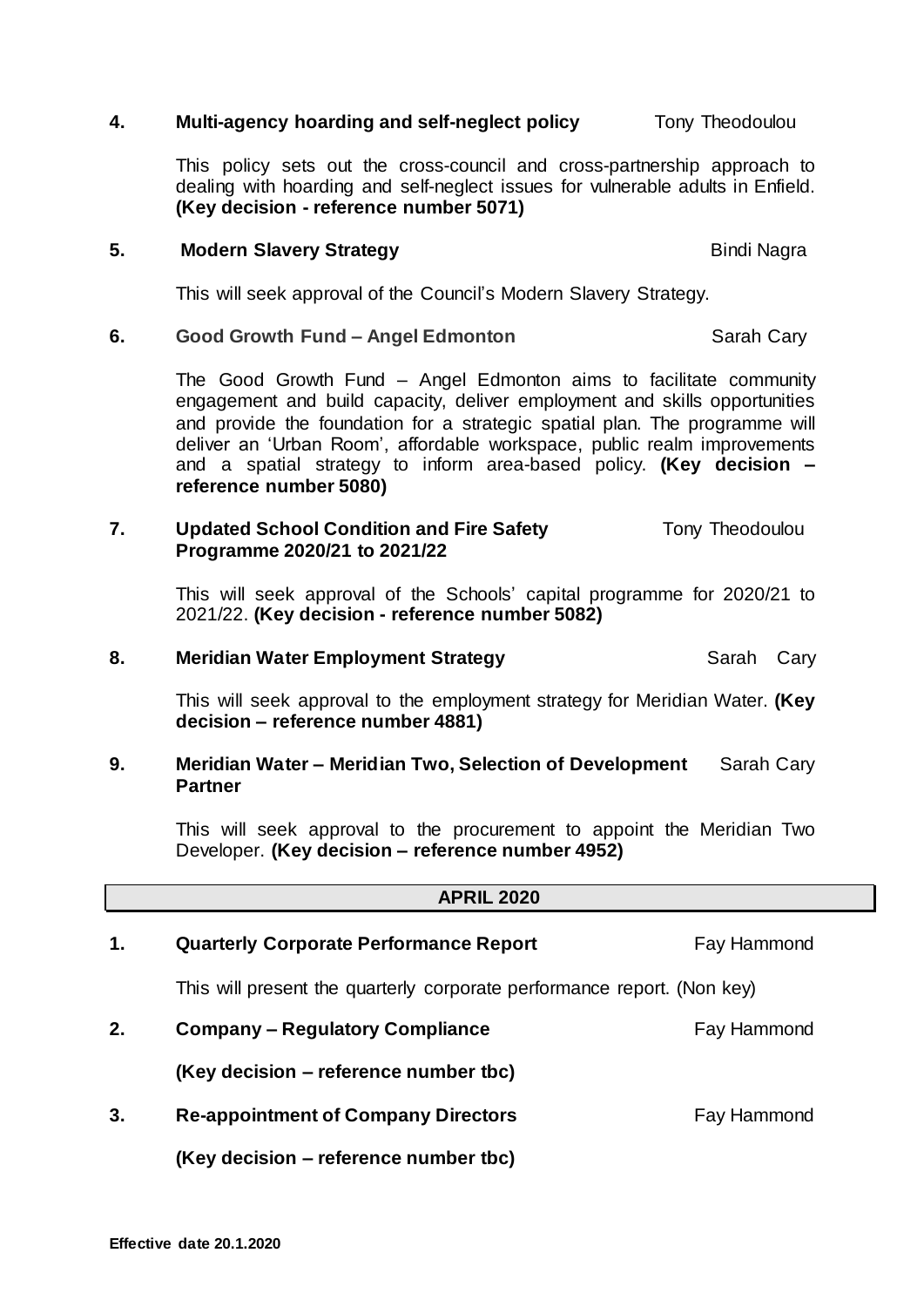**4. Multi-agency hoarding and self-neglect policy** Tony Theodoulou

This policy sets out the cross-council and cross-partnership approach to dealing with hoarding and self-neglect issues for vulnerable adults in Enfield. **(Key decision - reference number 5071)**

**5. Modern Slavery Strategy** Bindi Nagra

This will seek approval of the Council's Modern Slavery Strategy.

**6. Good Growth Fund – Angel Edmonton** Sarah Cary

The Good Growth Fund – Angel Edmonton aims to facilitate community engagement and build capacity, deliver employment and skills opportunities and provide the foundation for a strategic spatial plan. The programme will deliver an 'Urban Room', affordable workspace, public realm improvements and a spatial strategy to inform area-based policy. **(Key decision – reference number 5080)**

**7. Updated School Condition and Fire Safety Programme 2020/21 to 2021/22** Tony Theodoulou

This will seek approval of the Schools' capital programme for 2020/21 to 2021/22. **(Key decision - reference number 5082)**

**8. Meridian Water Employment Strategy** Sarah Cary

This will seek approval to the employment strategy for Meridian Water. **(Key decision – reference number 4881)**

**9. Meridian Water – Meridian Two, Selection of Development Partner** Sarah Cary

This will seek approval to the procurement to appoint the Meridian Two Developer. **(Key decision – reference number 4952)**

## APRIL 2020

**1. Quarterly Corporate Performance Report** Fay Hammond

This will present the quarterly corporate performance report. (Non key)

**2. Company – Regulatory Compliance** Fay Hammond

**(Key decision – reference number tbc)**

**3. Re-appointment of Company Directors** Fay Hammond

**(Key decision – reference number tbc)**

**Effective date 20.1.2020**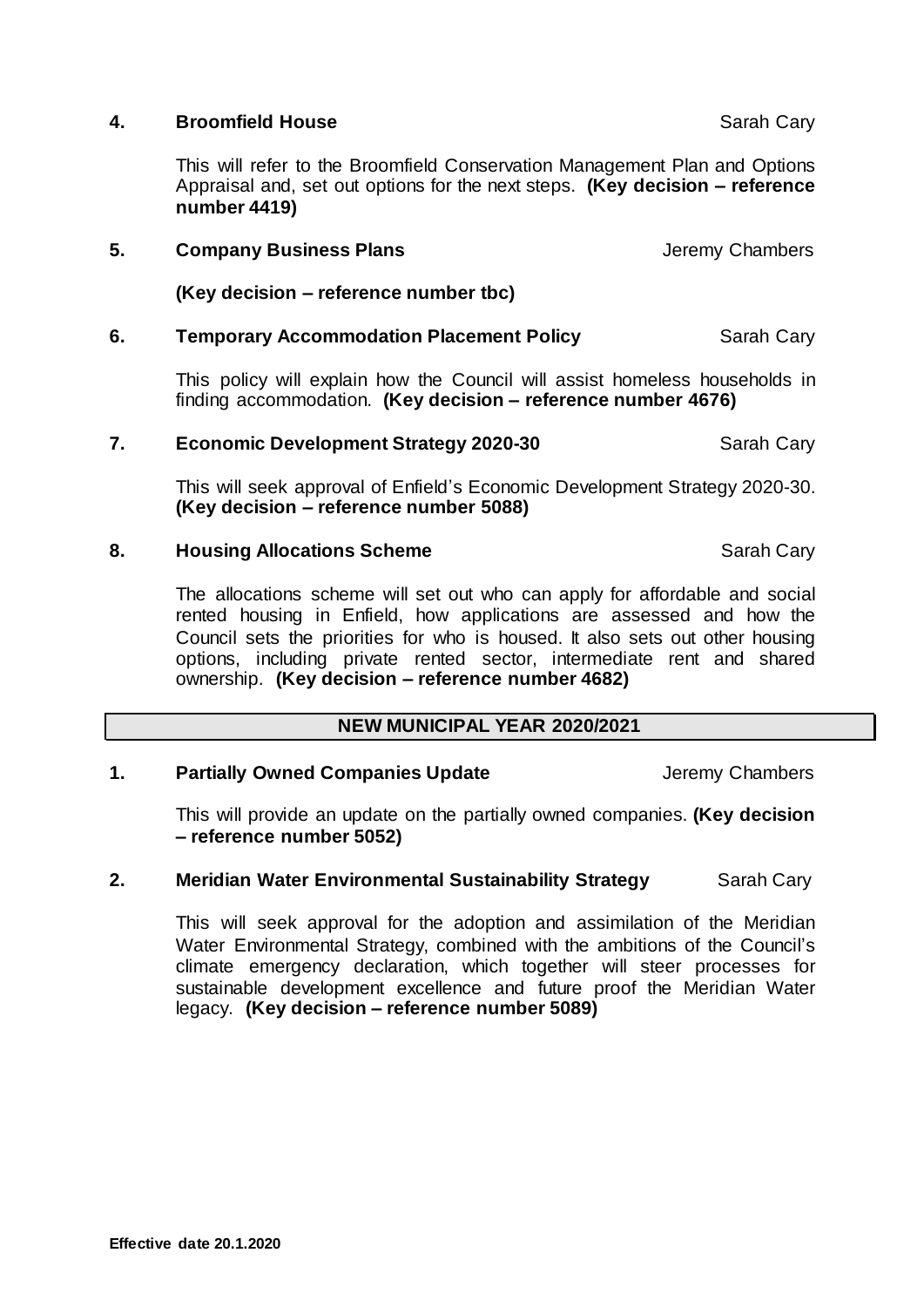**4. Broomfield House** Sarah Cary

This will refer to the Broomfield Conservation Management Plan and Options Appraisal and, set out options for the next steps. **(Key decision – reference number 4419)**

**5. Company Business Plans** Jeremy Chambers

**(Key decision – reference number tbc)**

**6. Temporary Accommodation Placement Policy** Sarah Cary

This policy will explain how the Council will assist homeless households in finding accommodation. **(Key decision – reference number 4676)**

**7. Economic Development Strategy 2020-30** Sarah Cary

This will seek approval of Enfield's Economic Development Strategy 2020-30. **(Key decision – reference number 5088)**

**8. Housing Allocations Scheme** Sarah Cary

The allocations scheme will set out who can apply for affordable and social rented housing in Enfield, how applications are assessed and how the Council sets the priorities for who is housed. It also sets out other housing options, including private rented sector, intermediate rent and shared ownership. **(Key decision – reference number 4682)**

## NEW MUNICIPAL YEAR 2020/2021

**1. Partially Owned Companies Update** Jeremy Chambers

This will provide an update on the partially owned companies. **(Key decision – reference number 5052)**

**2. Meridian Water Environmental Sustainability Strategy** Sarah Cary

This will seek approval for the adoption and assimilation of the Meridian Water Environmental Strategy, combined with the ambitions of the Council's climate emergency declaration, which together will steer processes for sustainable development excellence and future proof the Meridian Water legacy. **(Key decision – reference number 5089)**

**Effective date 20.1.2020**